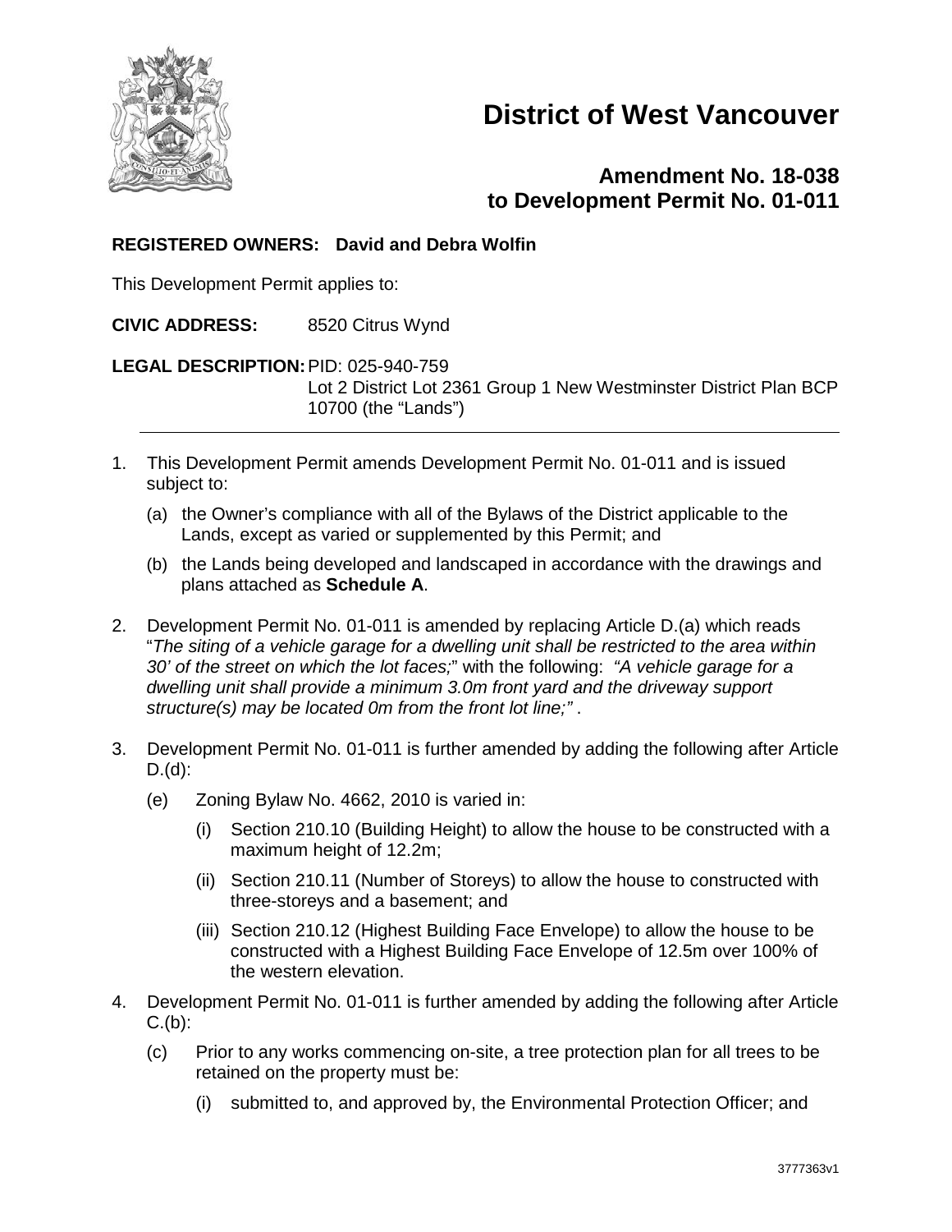# District of West Vancouver

## Amendment No. 18-038 to Development Permit No. 01-011

**REGISTERED OWNERS: David and Debra Wolfin**

This Development Permit applies to:

**CIVIC ADDRESS:** 8520 Citrus Wynd

**LEGAL DESCRIPTION:** PID: 025-940-759
Lot 2 District Lot 2361 Group 1 New Westminster District Plan BCP 10700 (the "Lands")

---

1. This Development Permit amends Development Permit No. 01-011 and is issued subject to:

   (a) the Owner's compliance with all of the Bylaws of the District applicable to the Lands, except as varied or supplemented by this Permit; and

   (b) the Lands being developed and landscaped in accordance with the drawings and plans attached as **Schedule A**.

2. Development Permit No. 01-011 is amended by replacing Article D.(a) which reads "*The siting of a vehicle garage for a dwelling unit shall be restricted to the area within 30' of the street on which the lot faces;*" with the following: *"A vehicle garage for a dwelling unit shall provide a minimum 3.0m front yard and the driveway support structure(s) may be located 0m from the front lot line;"* .

3. Development Permit No. 01-011 is further amended by adding the following after Article D.(d):

   (e) Zoning Bylaw No. 4662, 2010 is varied in:

      (i) Section 210.10 (Building Height) to allow the house to be constructed with a maximum height of 12.2m;

      (ii) Section 210.11 (Number of Storeys) to allow the house to constructed with three-storeys and a basement; and

      (iii) Section 210.12 (Highest Building Face Envelope) to allow the house to be constructed with a Highest Building Face Envelope of 12.5m over 100% of the western elevation.

4. Development Permit No. 01-011 is further amended by adding the following after Article C.(b):

   (c) Prior to any works commencing on-site, a tree protection plan for all trees to be retained on the property must be:

      (i) submitted to, and approved by, the Environmental Protection Officer; and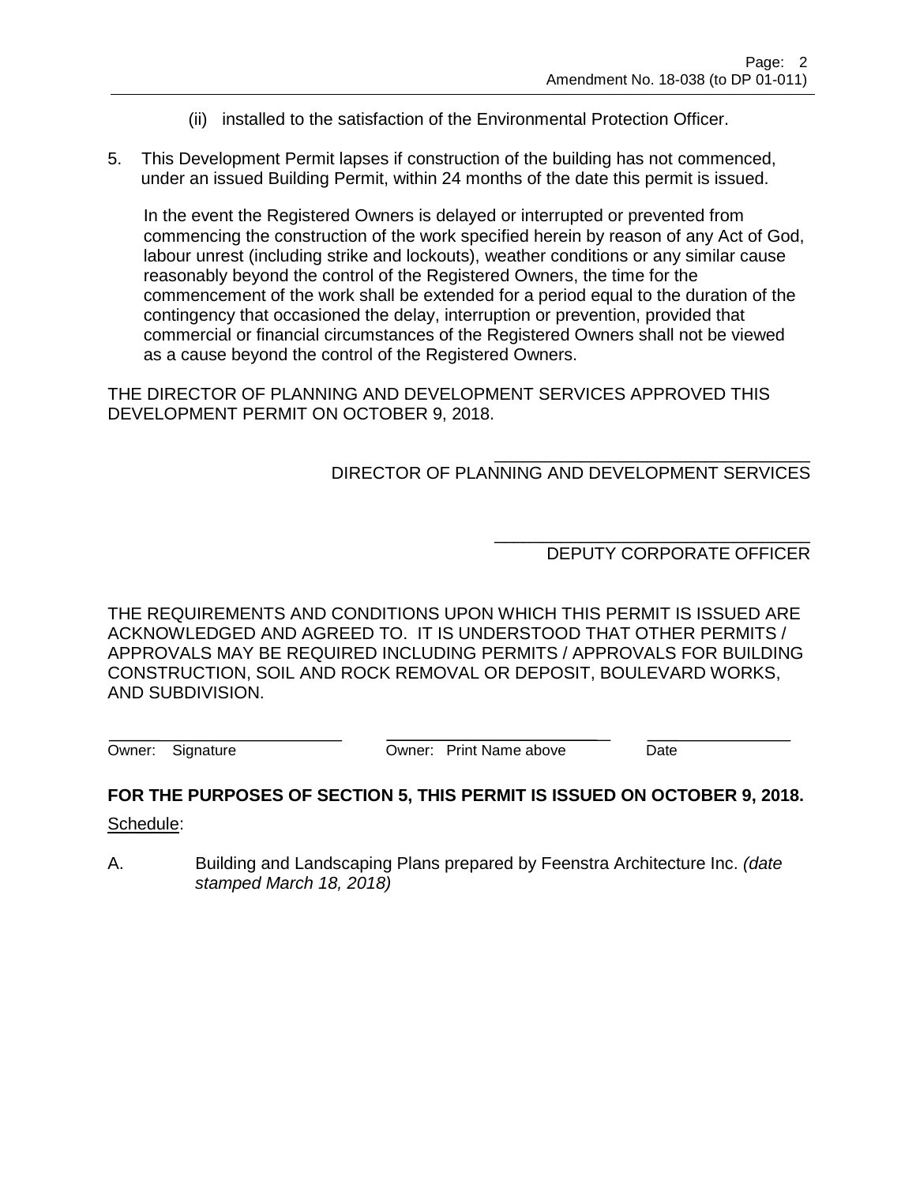(ii) installed to the satisfaction of the Environmental Protection Officer.

5. This Development Permit lapses if construction of the building has not commenced, under an issued Building Permit, within 24 months of the date this permit is issued.

   In the event the Registered Owners is delayed or interrupted or prevented from commencing the construction of the work specified herein by reason of any Act of God, labour unrest (including strike and lockouts), weather conditions or any similar cause reasonably beyond the control of the Registered Owners, the time for the commencement of the work shall be extended for a period equal to the duration of the contingency that occasioned the delay, interruption or prevention, provided that commercial or financial circumstances of the Registered Owners shall not be viewed as a cause beyond the control of the Registered Owners.

THE DIRECTOR OF PLANNING AND DEVELOPMENT SERVICES APPROVED THIS DEVELOPMENT PERMIT ON OCTOBER 9, 2018.

\_\_\_\_\_\_\_\_\_\_\_\_\_\_\_\_\_\_\_\_\_\_\_\_\_\_\_\_\_\_\_\_\_\_
DIRECTOR OF PLANNING AND DEVELOPMENT SERVICES

\_\_\_\_\_\_\_\_\_\_\_\_\_\_\_\_\_\_\_\_\_\_\_\_\_\_\_\_\_\_\_\_\_\_
DEPUTY CORPORATE OFFICER

THE REQUIREMENTS AND CONDITIONS UPON WHICH THIS PERMIT IS ISSUED ARE ACKNOWLEDGED AND AGREED TO. IT IS UNDERSTOOD THAT OTHER PERMITS / APPROVALS MAY BE REQUIRED INCLUDING PERMITS / APPROVALS FOR BUILDING CONSTRUCTION, SOIL AND ROCK REMOVAL OR DEPOSIT, BOULEVARD WORKS, AND SUBDIVISION.

| | | |
|---|---|---|
| \_\_\_\_\_\_\_\_\_\_\_\_\_\_\_\_\_\_\_\_\_\_\_\_ | \_\_\_\_\_\_\_\_\_\_\_\_\_\_\_\_\_\_\_\_\_\_\_\_ | \_\_\_\_\_\_\_\_\_\_\_\_\_\_\_\_ |
| Owner: Signature | Owner: Print Name above | Date |

**FOR THE PURPOSES OF SECTION 5, THIS PERMIT IS ISSUED ON OCTOBER 9, 2018.**

Schedule:

A. Building and Landscaping Plans prepared by Feenstra Architecture Inc. *(date stamped March 18, 2018)*